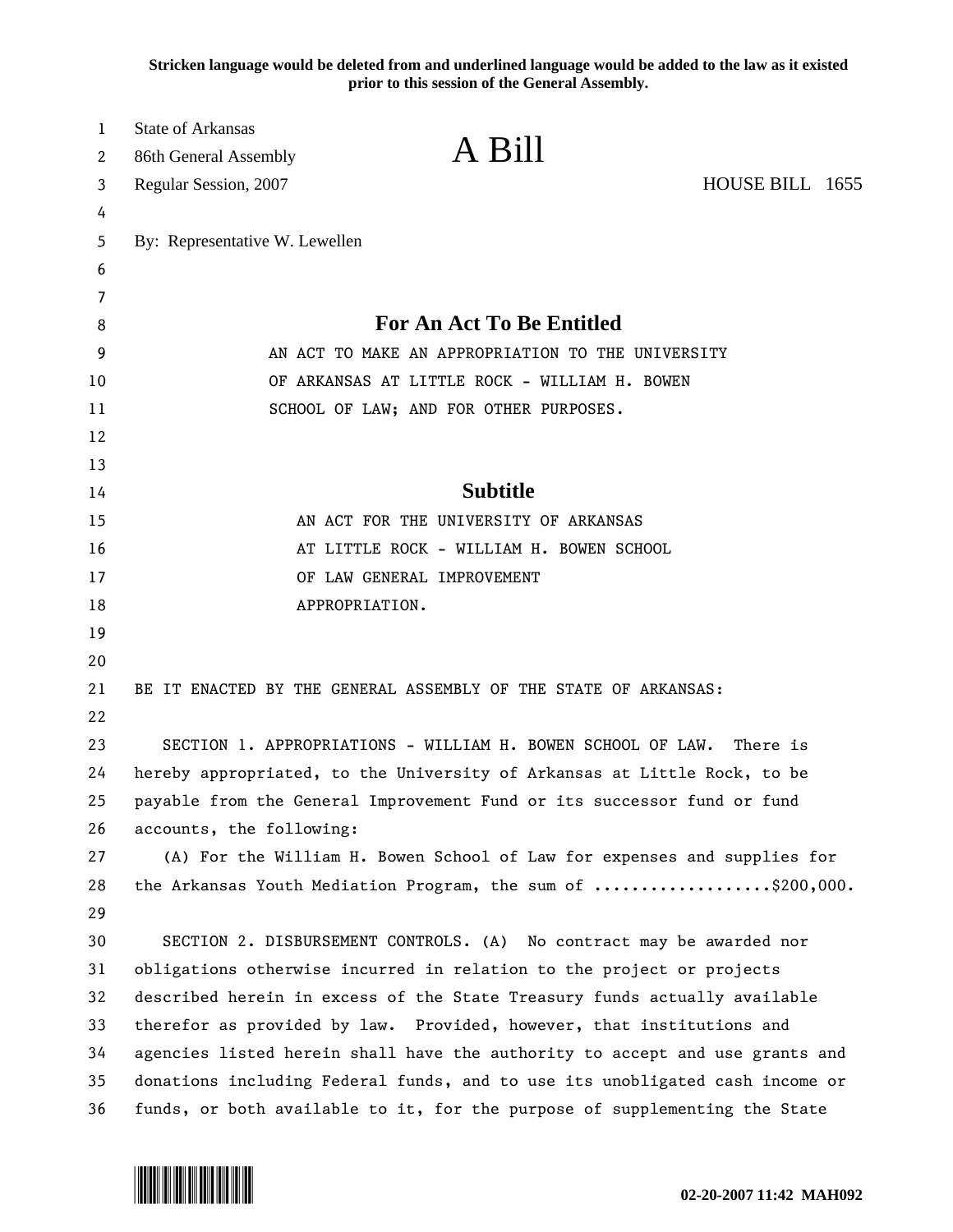Stricken language would be deleted from and underlined language would be added to the law as it existed prior to this session of the General Assembly.

State of Arkansas
86th General Assembly
Regular Session, 2007

# A Bill

HOUSE BILL 1655

By: Representative W. Lewellen

## For An Act To Be Entitled

AN ACT TO MAKE AN APPROPRIATION TO THE UNIVERSITY OF ARKANSAS AT LITTLE ROCK - WILLIAM H. BOWEN SCHOOL OF LAW; AND FOR OTHER PURPOSES.

## Subtitle

AN ACT FOR THE UNIVERSITY OF ARKANSAS AT LITTLE ROCK - WILLIAM H. BOWEN SCHOOL OF LAW GENERAL IMPROVEMENT APPROPRIATION.

BE IT ENACTED BY THE GENERAL ASSEMBLY OF THE STATE OF ARKANSAS:

SECTION 1. APPROPRIATIONS - WILLIAM H. BOWEN SCHOOL OF LAW. There is hereby appropriated, to the University of Arkansas at Little Rock, to be payable from the General Improvement Fund or its successor fund or fund accounts, the following:

(A) For the William H. Bowen School of Law for expenses and supplies for the Arkansas Youth Mediation Program, the sum of ...................$200,000.

SECTION 2. DISBURSEMENT CONTROLS. (A) No contract may be awarded nor obligations otherwise incurred in relation to the project or projects described herein in excess of the State Treasury funds actually available therefor as provided by law. Provided, however, that institutions and agencies listed herein shall have the authority to accept and use grants and donations including Federal funds, and to use its unobligated cash income or funds, or both available to it, for the purpose of supplementing the State

02-20-2007 11:42 MAH092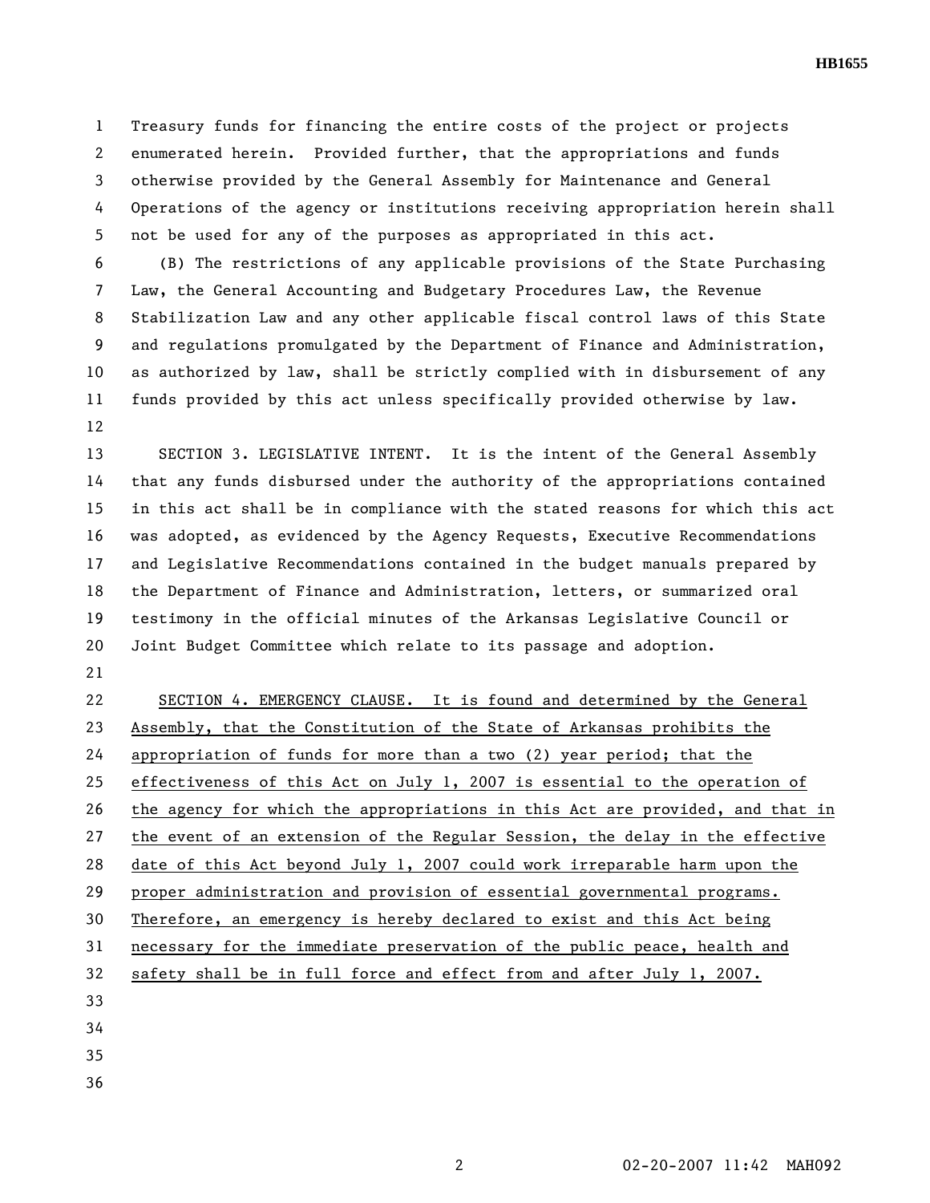Treasury funds for financing the entire costs of the project or projects enumerated herein. Provided further, that the appropriations and funds otherwise provided by the General Assembly for Maintenance and General Operations of the agency or institutions receiving appropriation herein shall not be used for any of the purposes as appropriated in this act.

(B) The restrictions of any applicable provisions of the State Purchasing Law, the General Accounting and Budgetary Procedures Law, the Revenue Stabilization Law and any other applicable fiscal control laws of this State and regulations promulgated by the Department of Finance and Administration, as authorized by law, shall be strictly complied with in disbursement of any funds provided by this act unless specifically provided otherwise by law.

SECTION 3. LEGISLATIVE INTENT. It is the intent of the General Assembly that any funds disbursed under the authority of the appropriations contained in this act shall be in compliance with the stated reasons for which this act was adopted, as evidenced by the Agency Requests, Executive Recommendations and Legislative Recommendations contained in the budget manuals prepared by the Department of Finance and Administration, letters, or summarized oral testimony in the official minutes of the Arkansas Legislative Council or Joint Budget Committee which relate to its passage and adoption.

SECTION 4. EMERGENCY CLAUSE. It is found and determined by the General Assembly, that the Constitution of the State of Arkansas prohibits the appropriation of funds for more than a two (2) year period; that the effectiveness of this Act on July 1, 2007 is essential to the operation of the agency for which the appropriations in this Act are provided, and that in the event of an extension of the Regular Session, the delay in the effective date of this Act beyond July 1, 2007 could work irreparable harm upon the proper administration and provision of essential governmental programs. Therefore, an emergency is hereby declared to exist and this Act being necessary for the immediate preservation of the public peace, health and safety shall be in full force and effect from and after July 1, 2007.

02-20-2007 11:42 MAH092